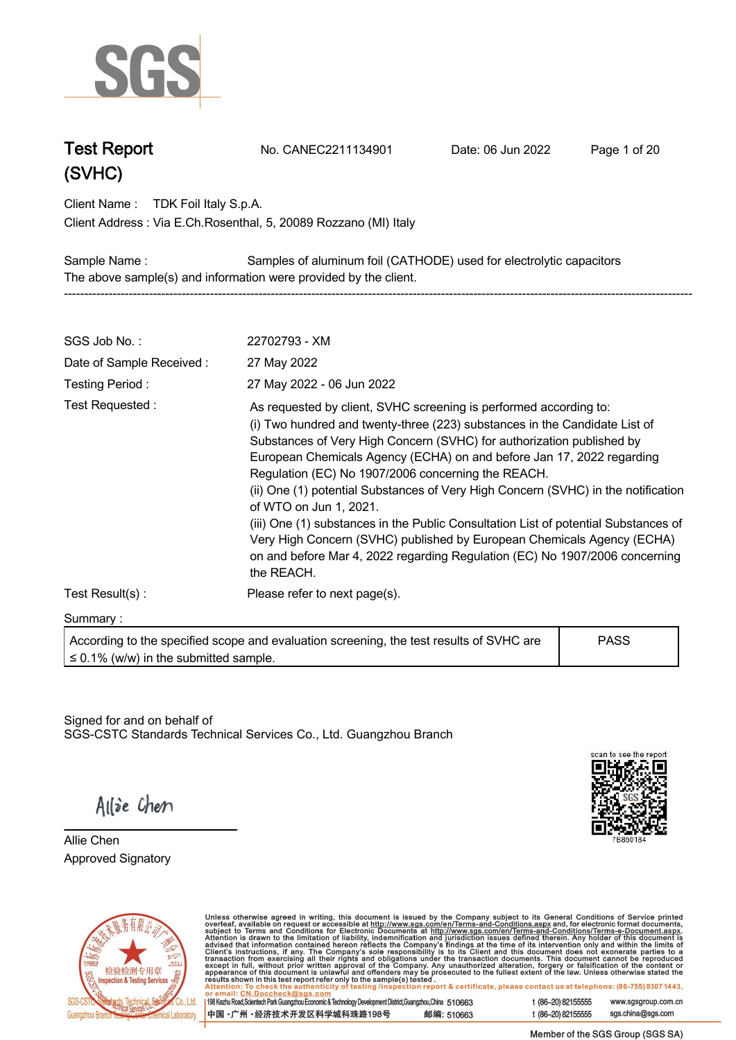# Test Report (SVHC)

No. CANEC2211134901 Date: 06 Jun 2022

Client Name : TDK Foil Italy S.p.A.

Client Address : Via E.Ch.Rosenthal, 5, 20089 Rozzano (MI) Italy

Sample Name : Samples of aluminum foil (CATHODE) used for electrolytic capacitors

The above sample(s) and information were provided by the client.

---

SGS Job No. : 22702793 - XM

Date of Sample Received : 27 May 2022

Testing Period : 27 May 2022 - 06 Jun 2022

Test Requested : As requested by client, SVHC screening is performed according to:

(i) Two hundred and twenty-three (223) substances in the Candidate List of Substances of Very High Concern (SVHC) for authorization published by European Chemicals Agency (ECHA) on and before Jan 17, 2022 regarding Regulation (EC) No 1907/2006 concerning the REACH.

(ii) One (1) potential Substances of Very High Concern (SVHC) in the notification of WTO on Jun 1, 2021.

(iii) One (1) substances in the Public Consultation List of potential Substances of Very High Concern (SVHC) published by European Chemicals Agency (ECHA) on and before Mar 4, 2022 regarding Regulation (EC) No 1907/2006 concerning the REACH.

Test Result(s) : Please refer to next page(s).

Summary :

| According to the specified scope and evaluation screening, the test results of SVHC are ≤ 0.1% (w/w) in the submitted sample. | PASS |
|---|---|

Signed for and on behalf of
SGS-CSTC Standards Technical Services Co., Ltd. Guangzhou Branch

Allie Chen
Approved Signatory

Unless otherwise agreed in writing, this document is issued by the Company subject to its General Conditions of Service printed overleaf, available on request or accessible at http://www.sgs.com/en/Terms-and-Conditions.aspx and, for electronic format documents, subject to Terms and Conditions for Electronic Documents at http://www.sgs.com/en/Terms-and-Conditions/Terms-e-Document.aspx. Attention is drawn to the limitation of liability, indemnification and jurisdiction issues defined therein. Any holder of this document is advised that information contained hereon reflects the Company's findings at the time of its intervention only and within the limits of Client's instructions, if any. The Company's sole responsibility is to its Client and this document does not exonerate parties to a transaction from exercising all their rights and obligations under the transaction documents. This document cannot be reproduced except in full, without prior written approval of the Company. Any unauthorized alteration, forgery or falsification of the content or appearance of this document is unlawful and offenders may be prosecuted to the fullest extent of the law. Unless otherwise stated the results shown in this test report refer only to the sample(s) tested.

Attention: To check the authenticity of testing /inspection report & certificate, please contact us at telephone: (86-755) 8307 1443, or email: CN.Doccheck@sgs.com

198 Kezhu Road,Scientech Park Guangzhou Economic & Technology Development District,Guangzhou,China 510663 t (86–20) 82155555 www.sgsgroup.com.cn

中国 · 广州 · 经济技术开发区科学城科珠路198号 邮编: 510663 t (86–20) 82155555 sgs.china@sgs.com

Member of the SGS Group (SGS SA)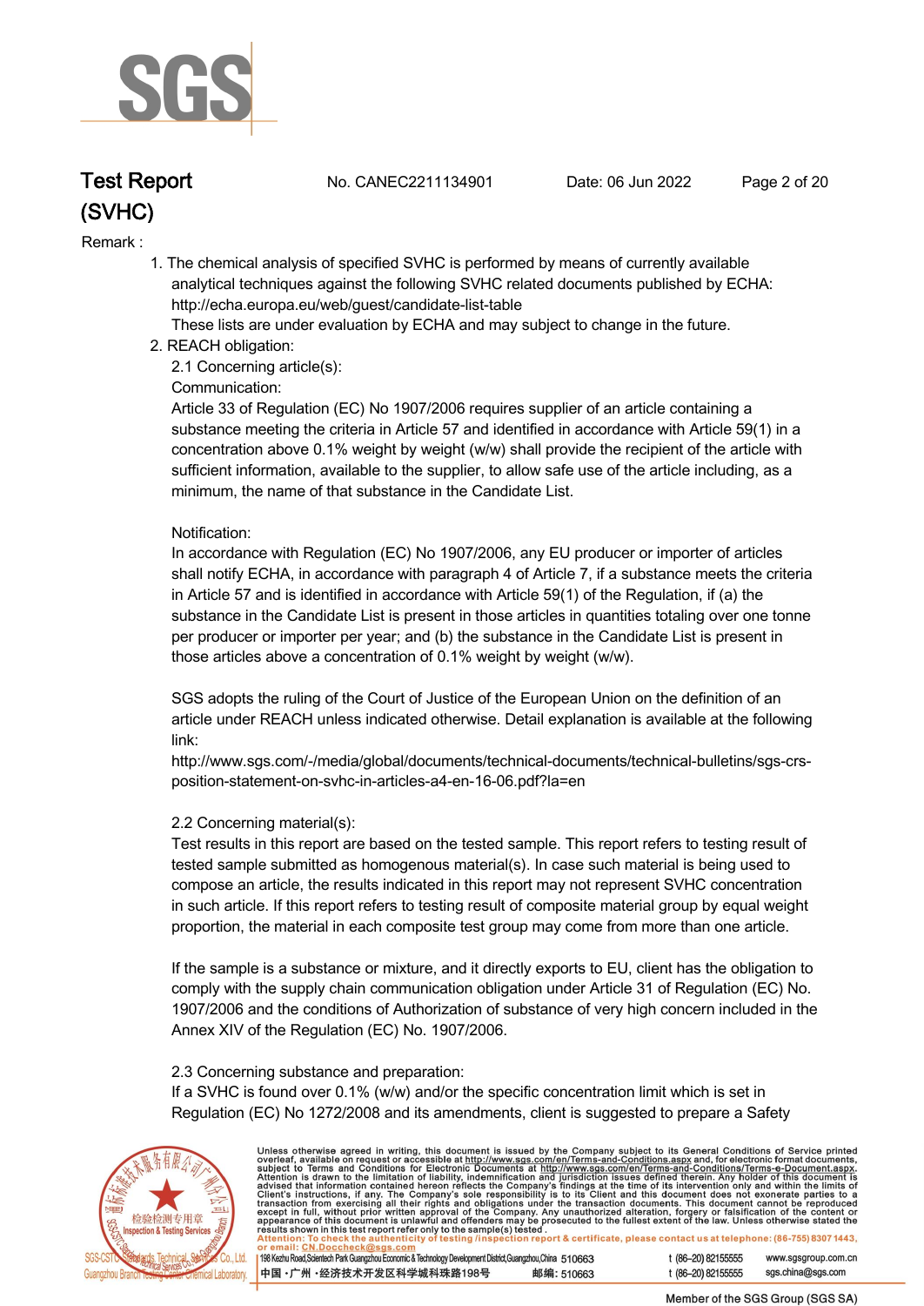Remark :

1. The chemical analysis of specified SVHC is performed by means of currently available analytical techniques against the following SVHC related documents published by ECHA: http://echa.europa.eu/web/guest/candidate-list-table
   These lists are under evaluation by ECHA and may subject to change in the future.
2. REACH obligation:
   2.1 Concerning article(s):
   Communication:
   Article 33 of Regulation (EC) No 1907/2006 requires supplier of an article containing a substance meeting the criteria in Article 57 and identified in accordance with Article 59(1) in a concentration above 0.1% weight by weight (w/w) shall provide the recipient of the article with sufficient information, available to the supplier, to allow safe use of the article including, as a minimum, the name of that substance in the Candidate List.

   Notification:
   In accordance with Regulation (EC) No 1907/2006, any EU producer or importer of articles shall notify ECHA, in accordance with paragraph 4 of Article 7, if a substance meets the criteria in Article 57 and is identified in accordance with Article 59(1) of the Regulation, if (a) the substance in the Candidate List is present in those articles in quantities totaling over one tonne per producer or importer per year; and (b) the substance in the Candidate List is present in those articles above a concentration of 0.1% weight by weight (w/w).

   SGS adopts the ruling of the Court of Justice of the European Union on the definition of an article under REACH unless indicated otherwise. Detail explanation is available at the following link:
   http://www.sgs.com/-/media/global/documents/technical-documents/technical-bulletins/sgs-crs-position-statement-on-svhc-in-articles-a4-en-16-06.pdf?la=en

   2.2 Concerning material(s):
   Test results in this report are based on the tested sample. This report refers to testing result of tested sample submitted as homogenous material(s). In case such material is being used to compose an article, the results indicated in this report may not represent SVHC concentration in such article. If this report refers to testing result of composite material group by equal weight proportion, the material in each composite test group may come from more than one article.

   If the sample is a substance or mixture, and it directly exports to EU, client has the obligation to comply with the supply chain communication obligation under Article 31 of Regulation (EC) No. 1907/2006 and the conditions of Authorization of substance of very high concern included in the Annex XIV of the Regulation (EC) No. 1907/2006.

   2.3 Concerning substance and preparation:
   If a SVHC is found over 0.1% (w/w) and/or the specific concentration limit which is set in Regulation (EC) No 1272/2008 and its amendments, client is suggested to prepare a Safety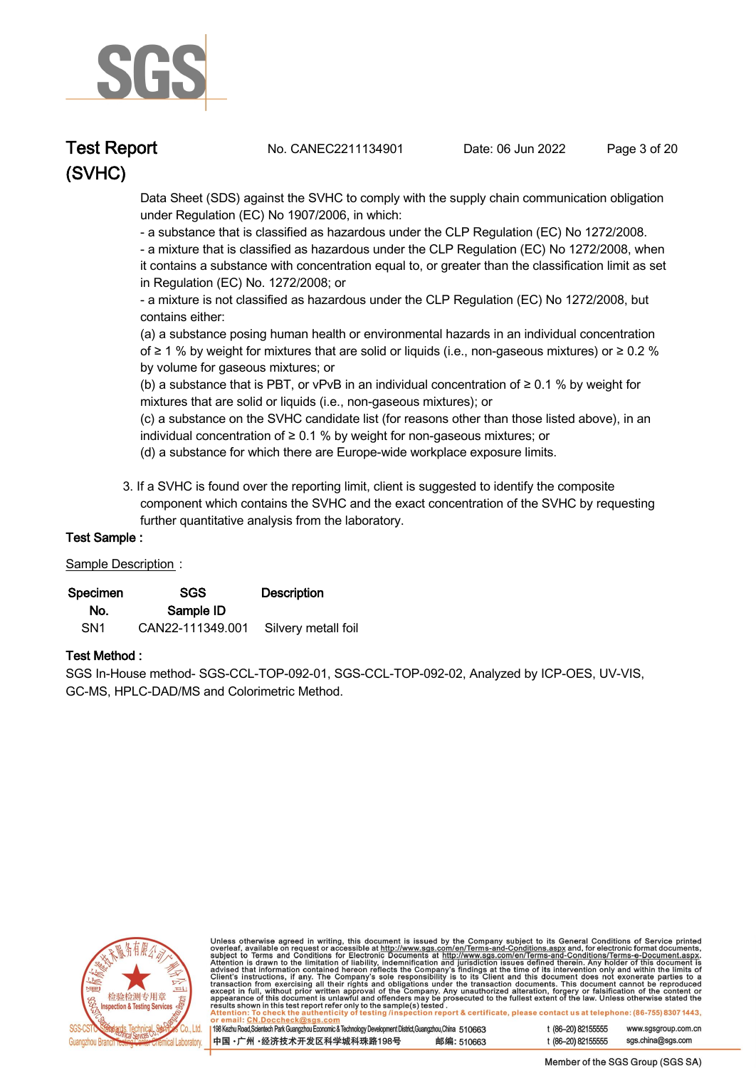Data Sheet (SDS) against the SVHC to comply with the supply chain communication obligation under Regulation (EC) No 1907/2006, in which:

- a substance that is classified as hazardous under the CLP Regulation (EC) No 1272/2008.
- a mixture that is classified as hazardous under the CLP Regulation (EC) No 1272/2008, when it contains a substance with concentration equal to, or greater than the classification limit as set in Regulation (EC) No. 1272/2008; or
- a mixture is not classified as hazardous under the CLP Regulation (EC) No 1272/2008, but contains either:

(a) a substance posing human health or environmental hazards in an individual concentration of ≥ 1 % by weight for mixtures that are solid or liquids (i.e., non-gaseous mixtures) or ≥ 0.2 % by volume for gaseous mixtures; or

(b) a substance that is PBT, or vPvB in an individual concentration of ≥ 0.1 % by weight for mixtures that are solid or liquids (i.e., non-gaseous mixtures); or

(c) a substance on the SVHC candidate list (for reasons other than those listed above), in an individual concentration of ≥ 0.1 % by weight for non-gaseous mixtures; or

(d) a substance for which there are Europe-wide workplace exposure limits.

3. If a SVHC is found over the reporting limit, client is suggested to identify the composite component which contains the SVHC and the exact concentration of the SVHC by requesting further quantitative analysis from the laboratory.

**Test Sample :**

Sample Description :

| Specimen No. | SGS Sample ID | Description |
|---|---|---|
| SN1 | CAN22-111349.001 | Silvery metall foil |

**Test Method :**

SGS In-House method- SGS-CCL-TOP-092-01, SGS-CCL-TOP-092-02, Analyzed by ICP-OES, UV-VIS, GC-MS, HPLC-DAD/MS and Colorimetric Method.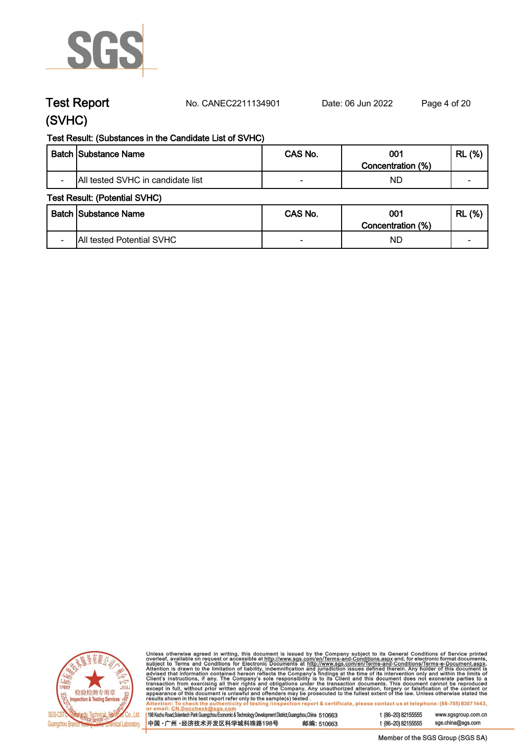# Test Report (SVHC)

No. CANEC2211134901    Date: 06 Jun 2022

**Test Result: (Substances in the Candidate List of SVHC)**

| Batch | Substance Name | CAS No. | 001 Concentration (%) | RL (%) |
|---|---|---|---|---|
| - | All tested SVHC in candidate list | - | ND | - |

**Test Result: (Potential SVHC)**

| Batch | Substance Name | CAS No. | 001 Concentration (%) | RL (%) |
|---|---|---|---|---|
| - | All tested Potential SVHC | - | ND | - |

Unless otherwise agreed in writing, this document is issued by the Company subject to its General Conditions of Service printed overleaf, available on request or accessible at http://www.sgs.com/en/Terms-and-Conditions.aspx and, for electronic format documents, subject to Terms and Conditions for Electronic Documents at http://www.sgs.com/en/Terms-and-Conditions/Terms-e-Document.aspx. Attention is drawn to the limitation of liability, indemnification and jurisdiction issues defined therein. Any holder of this document is advised that information contained hereon reflects the Company's findings at the time of its intervention only and within the limits of Client's instructions, if any. The Company's sole responsibility is to its Client and this document does not exonerate parties to a transaction from exercising all their rights and obligations under the transaction documents. This document cannot be reproduced except in full, without prior written approval of the Company. Any unauthorized alteration, forgery or falsification of the content or appearance of this document is unlawful and offenders may be prosecuted to the fullest extent of the law. Unless otherwise stated the results shown in this test report refer only to the sample(s) tested.

Attention: To check the authenticity of testing /inspection report & certificate, please contact us at telephone: (86-755) 8307 1443, or email: CN.Doccheck@sgs.com

SGS-CSTC Standards Technical Services Co., Ltd. Guangzhou Branch Testing Center Chemical Laboratory.

198 Kezhu Road,Scientech Park Guangzhou Economic & Technology Development District,Guangzhou,China 510663    t (86-20) 82155555    www.sgsgroup.com.cn

中国・广州・经济技术开发区科学城科珠路198号    邮编: 510663    t (86-20) 82155555    sgs.china@sgs.com

Member of the SGS Group (SGS SA)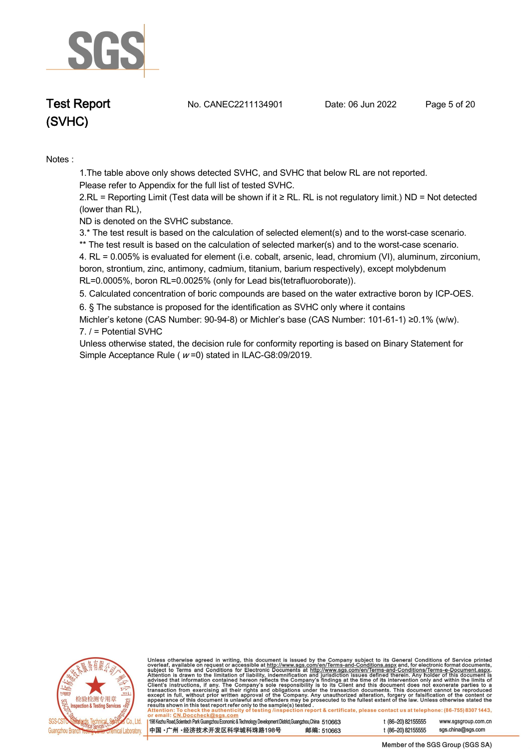Notes :

1.The table above only shows detected SVHC, and SVHC that below RL are not reported.
Please refer to Appendix for the full list of tested SVHC.

2.RL = Reporting Limit (Test data will be shown if it ≥ RL. RL is not regulatory limit.) ND = Not detected (lower than RL),
ND is denoted on the SVHC substance.

3.* The test result is based on the calculation of selected element(s) and to the worst-case scenario.
** The test result is based on the calculation of selected marker(s) and to the worst-case scenario.

4. RL = 0.005% is evaluated for element (i.e. cobalt, arsenic, lead, chromium (VI), aluminum, zirconium, boron, strontium, zinc, antimony, cadmium, titanium, barium respectively), except molybdenum RL=0.0005%, boron RL=0.0025% (only for Lead bis(tetrafluoroborate)).

5. Calculated concentration of boric compounds are based on the water extractive boron by ICP-OES.

6. § The substance is proposed for the identification as SVHC only where it contains
Michler's ketone (CAS Number: 90-94-8) or Michler's base (CAS Number: 101-61-1) ≥0.1% (w/w).

7. / = Potential SVHC

Unless otherwise stated, the decision rule for conformity reporting is based on Binary Statement for Simple Acceptance Rule ( $w$ =0) stated in ILAC-G8:09/2019.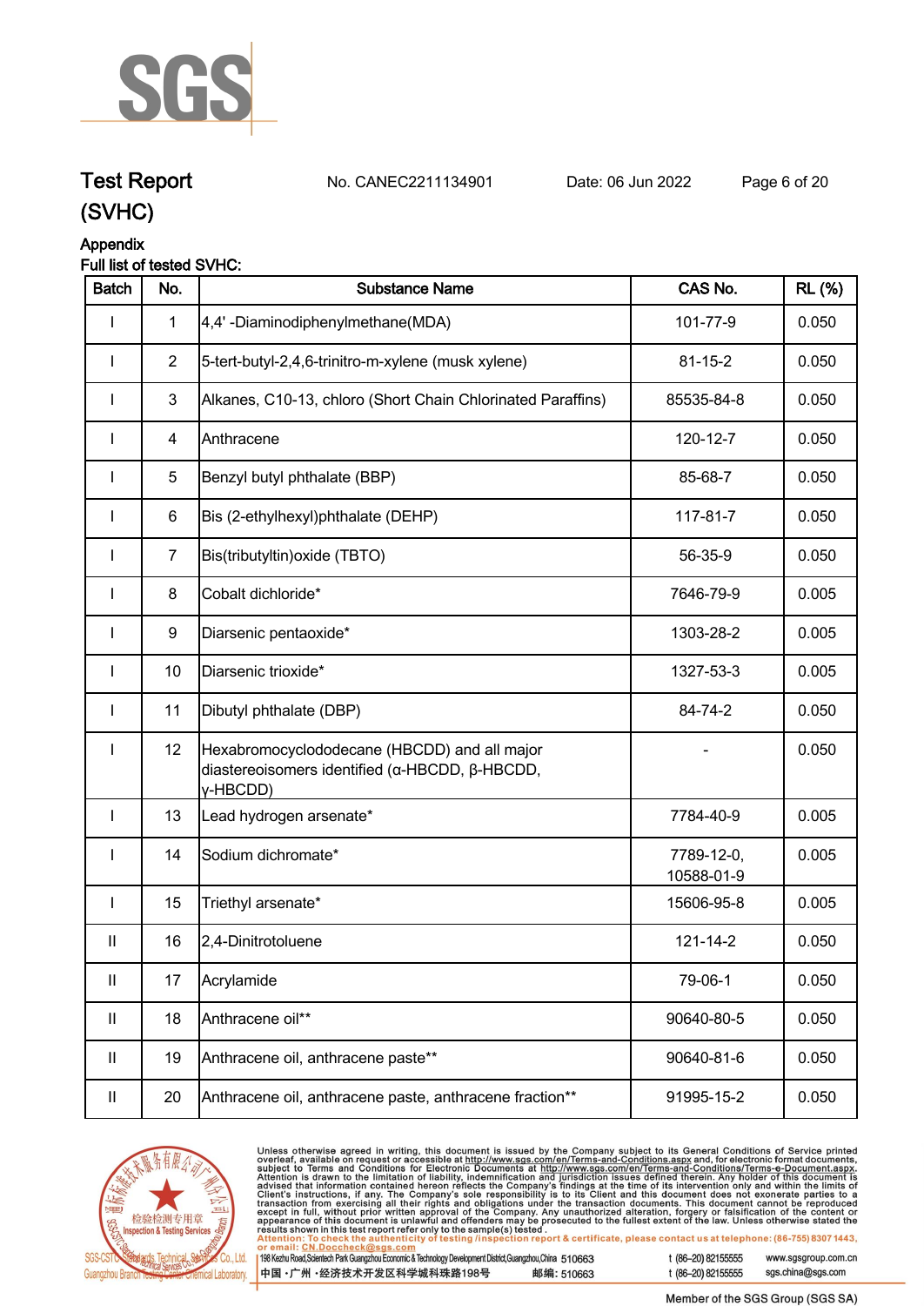# Test Report (SVHC)

No. CANEC2211134901    Date: 06 Jun 2022

### Appendix

**Full list of tested SVHC:**

| Batch | No. | Substance Name | CAS No. | RL (%) |
|---|---|---|---|---|
| I | 1 | 4,4' -Diaminodiphenylmethane(MDA) | 101-77-9 | 0.050 |
| I | 2 | 5-tert-butyl-2,4,6-trinitro-m-xylene (musk xylene) | 81-15-2 | 0.050 |
| I | 3 | Alkanes, C10-13, chloro (Short Chain Chlorinated Paraffins) | 85535-84-8 | 0.050 |
| I | 4 | Anthracene | 120-12-7 | 0.050 |
| I | 5 | Benzyl butyl phthalate (BBP) | 85-68-7 | 0.050 |
| I | 6 | Bis (2-ethylhexyl)phthalate (DEHP) | 117-81-7 | 0.050 |
| I | 7 | Bis(tributyltin)oxide (TBTO) | 56-35-9 | 0.050 |
| I | 8 | Cobalt dichloride* | 7646-79-9 | 0.005 |
| I | 9 | Diarsenic pentaoxide* | 1303-28-2 | 0.005 |
| I | 10 | Diarsenic trioxide* | 1327-53-3 | 0.005 |
| I | 11 | Dibutyl phthalate (DBP) | 84-74-2 | 0.050 |
| I | 12 | Hexabromocyclododecane (HBCDD) and all major diastereoisomers identified (α-HBCDD, β-HBCDD, γ-HBCDD) | - | 0.050 |
| I | 13 | Lead hydrogen arsenate* | 7784-40-9 | 0.005 |
| I | 14 | Sodium dichromate* | 7789-12-0, 10588-01-9 | 0.005 |
| I | 15 | Triethyl arsenate* | 15606-95-8 | 0.005 |
| II | 16 | 2,4-Dinitrotoluene | 121-14-2 | 0.050 |
| II | 17 | Acrylamide | 79-06-1 | 0.050 |
| II | 18 | Anthracene oil** | 90640-80-5 | 0.050 |
| II | 19 | Anthracene oil, anthracene paste** | 90640-81-6 | 0.050 |
| II | 20 | Anthracene oil, anthracene paste, anthracene fraction** | 91995-15-2 | 0.050 |

Unless otherwise agreed in writing, this document is issued by the Company subject to its General Conditions of Service printed overleaf, available on request or accessible at http://www.sgs.com/en/Terms-and-Conditions.aspx and, for electronic format documents, subject to Terms and Conditions for Electronic Documents at http://www.sgs.com/en/Terms-and-Conditions/Terms-e-Document.aspx. Attention is drawn to the limitation of liability, indemnification and jurisdiction issues defined therein. Any holder of this document is advised that information contained hereon reflects the Company's findings at the time of its intervention only and within the limits of Client's instructions, if any. The Company's sole responsibility is to its Client and this document does not exonerate parties to a transaction from exercising all their rights and obligations under the transaction documents. This document cannot be reproduced except in full, without prior written approval of the Company. Any unauthorized alteration, forgery or falsification of the content or appearance of this document is unlawful and offenders may be prosecuted to the fullest extent of the law. Unless otherwise stated the results shown in this test report refer only to the sample(s) tested.

Attention: To check the authenticity of testing /inspection report & certificate, please contact us at telephone: (86-755) 8307 1443, or email: CN.Doccheck@sgs.com

198 Kezhu Road,Scientech Park Guangzhou Economic & Technology Development District,Guangzhou,China 510663    t (86-20) 82155555    www.sgsgroup.com.cn

中国・广州・经济技术开发区科学城科珠路198号    邮编: 510663    t (86-20) 82155555    sgs.china@sgs.com

Member of the SGS Group (SGS SA)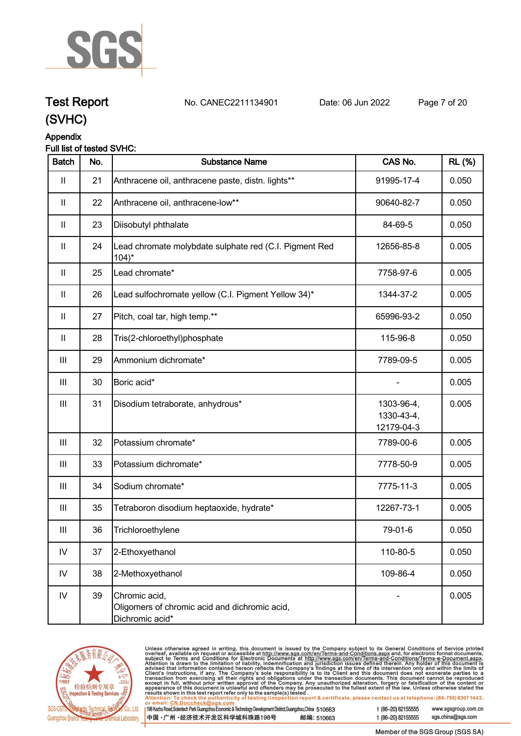# Test Report (SVHC)

No. CANEC2211134901    Date: 06 Jun 2022

## Appendix

### Full list of tested SVHC:

| Batch | No. | Substance Name | CAS No. | RL (%) |
|---|---|---|---|---|
| II | 21 | Anthracene oil, anthracene paste, distn. lights** | 91995-17-4 | 0.050 |
| II | 22 | Anthracene oil, anthracene-low** | 90640-82-7 | 0.050 |
| II | 23 | Diisobutyl phthalate | 84-69-5 | 0.050 |
| II | 24 | Lead chromate molybdate sulphate red (C.I. Pigment Red 104)* | 12656-85-8 | 0.005 |
| II | 25 | Lead chromate* | 7758-97-6 | 0.005 |
| II | 26 | Lead sulfochromate yellow (C.I. Pigment Yellow 34)* | 1344-37-2 | 0.005 |
| II | 27 | Pitch, coal tar, high temp.** | 65996-93-2 | 0.050 |
| II | 28 | Tris(2-chloroethyl)phosphate | 115-96-8 | 0.050 |
| III | 29 | Ammonium dichromate* | 7789-09-5 | 0.005 |
| III | 30 | Boric acid* | - | 0.005 |
| III | 31 | Disodium tetraborate, anhydrous* | 1303-96-4, 1330-43-4, 12179-04-3 | 0.005 |
| III | 32 | Potassium chromate* | 7789-00-6 | 0.005 |
| III | 33 | Potassium dichromate* | 7778-50-9 | 0.005 |
| III | 34 | Sodium chromate* | 7775-11-3 | 0.005 |
| III | 35 | Tetraboron disodium heptaoxide, hydrate* | 12267-73-1 | 0.005 |
| III | 36 | Trichloroethylene | 79-01-6 | 0.050 |
| IV | 37 | 2-Ethoxyethanol | 110-80-5 | 0.050 |
| IV | 38 | 2-Methoxyethanol | 109-86-4 | 0.050 |
| IV | 39 | Chromic acid, Oligomers of chromic acid and dichromic acid, Dichromic acid* | - | 0.005 |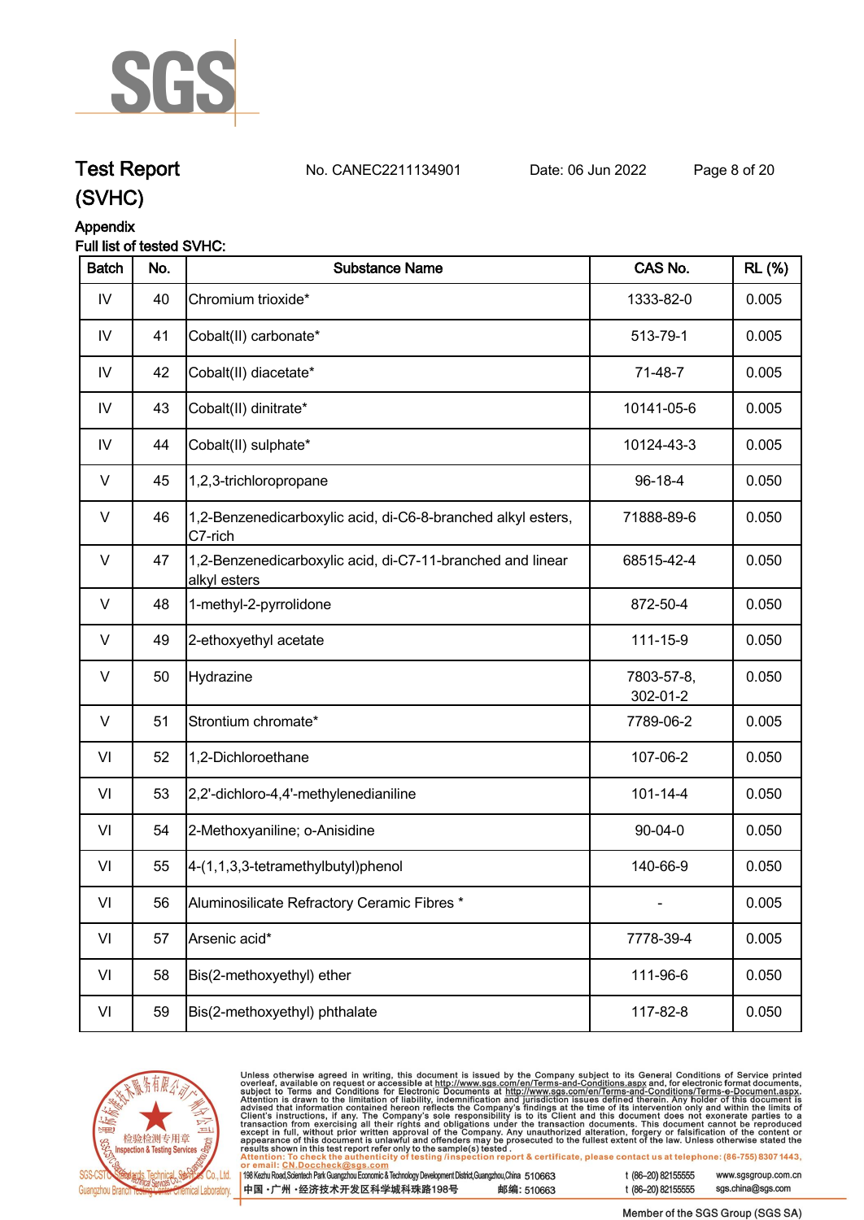# Test Report (SVHC)

No. CANEC2211134901　　Date: 06 Jun 2022

## Appendix

Full list of tested SVHC:

| Batch | No. | Substance Name | CAS No. | RL (%) |
|---|---|---|---|---|
| IV | 40 | Chromium trioxide* | 1333-82-0 | 0.005 |
| IV | 41 | Cobalt(II) carbonate* | 513-79-1 | 0.005 |
| IV | 42 | Cobalt(II) diacetate* | 71-48-7 | 0.005 |
| IV | 43 | Cobalt(II) dinitrate* | 10141-05-6 | 0.005 |
| IV | 44 | Cobalt(II) sulphate* | 10124-43-3 | 0.005 |
| V | 45 | 1,2,3-trichloropropane | 96-18-4 | 0.050 |
| V | 46 | 1,2-Benzenedicarboxylic acid, di-C6-8-branched alkyl esters, C7-rich | 71888-89-6 | 0.050 |
| V | 47 | 1,2-Benzenedicarboxylic acid, di-C7-11-branched and linear alkyl esters | 68515-42-4 | 0.050 |
| V | 48 | 1-methyl-2-pyrrolidone | 872-50-4 | 0.050 |
| V | 49 | 2-ethoxyethyl acetate | 111-15-9 | 0.050 |
| V | 50 | Hydrazine | 7803-57-8, 302-01-2 | 0.050 |
| V | 51 | Strontium chromate* | 7789-06-2 | 0.005 |
| VI | 52 | 1,2-Dichloroethane | 107-06-2 | 0.050 |
| VI | 53 | 2,2'-dichloro-4,4'-methylenedianiline | 101-14-4 | 0.050 |
| VI | 54 | 2-Methoxyaniline; o-Anisidine | 90-04-0 | 0.050 |
| VI | 55 | 4-(1,1,3,3-tetramethylbutyl)phenol | 140-66-9 | 0.050 |
| VI | 56 | Aluminosilicate Refractory Ceramic Fibres * | - | 0.005 |
| VI | 57 | Arsenic acid* | 7778-39-4 | 0.005 |
| VI | 58 | Bis(2-methoxyethyl) ether | 111-96-6 | 0.050 |
| VI | 59 | Bis(2-methoxyethyl) phthalate | 117-82-8 | 0.050 |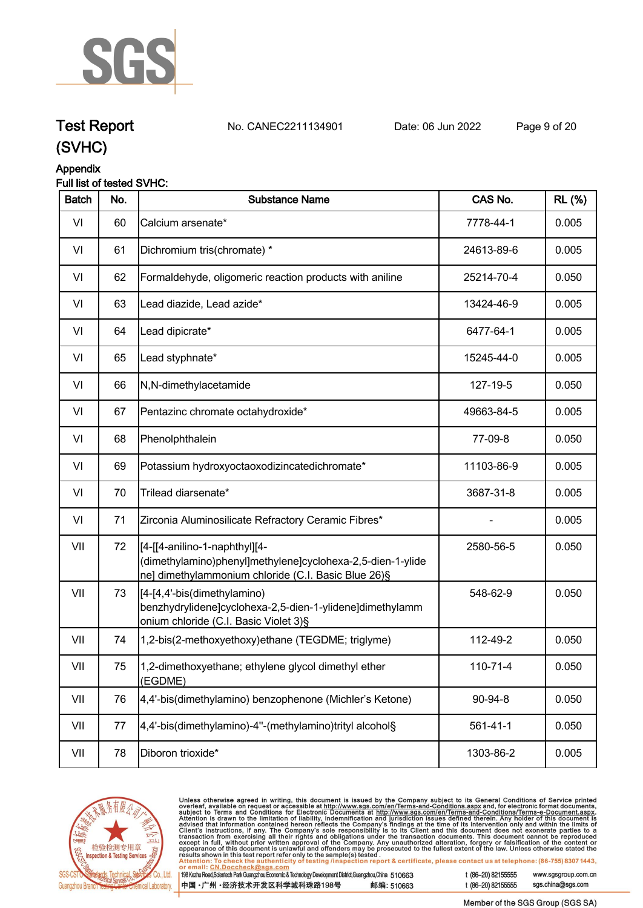# Test Report (SVHC)

No. CANEC2211134901 Date: 06 Jun 2022

## Appendix

Full list of tested SVHC:

| Batch | No. | Substance Name | CAS No. | RL (%) |
|---|---|---|---|---|
| VI | 60 | Calcium arsenate* | 7778-44-1 | 0.005 |
| VI | 61 | Dichromium tris(chromate) * | 24613-89-6 | 0.005 |
| VI | 62 | Formaldehyde, oligomeric reaction products with aniline | 25214-70-4 | 0.050 |
| VI | 63 | Lead diazide, Lead azide* | 13424-46-9 | 0.005 |
| VI | 64 | Lead dipicrate* | 6477-64-1 | 0.005 |
| VI | 65 | Lead styphnate* | 15245-44-0 | 0.005 |
| VI | 66 | N,N-dimethylacetamide | 127-19-5 | 0.050 |
| VI | 67 | Pentazinc chromate octahydroxide* | 49663-84-5 | 0.005 |
| VI | 68 | Phenolphthalein | 77-09-8 | 0.050 |
| VI | 69 | Potassium hydroxyoctaoxodizincatedichromate* | 11103-86-9 | 0.005 |
| VI | 70 | Trilead diarsenate* | 3687-31-8 | 0.005 |
| VI | 71 | Zirconia Aluminosilicate Refractory Ceramic Fibres* | - | 0.005 |
| VII | 72 | [4-[[4-anilino-1-naphthyl][4-(dimethylamino)phenyl]methylene]cyclohexa-2,5-dien-1-ylidene] dimethylammonium chloride (C.I. Basic Blue 26)§ | 2580-56-5 | 0.050 |
| VII | 73 | [4-[4,4'-bis(dimethylamino) benzhydrylidene]cyclohexa-2,5-dien-1-ylidene]dimethylammonium chloride (C.I. Basic Violet 3)§ | 548-62-9 | 0.050 |
| VII | 74 | 1,2-bis(2-methoxyethoxy)ethane (TEGDME; triglyme) | 112-49-2 | 0.050 |
| VII | 75 | 1,2-dimethoxyethane; ethylene glycol dimethyl ether (EGDME) | 110-71-4 | 0.050 |
| VII | 76 | 4,4'-bis(dimethylamino) benzophenone (Michler's Ketone) | 90-94-8 | 0.050 |
| VII | 77 | 4,4'-bis(dimethylamino)-4''-(methylamino)trityl alcohol§ | 561-41-1 | 0.050 |
| VII | 78 | Diboron trioxide* | 1303-86-2 | 0.005 |

Unless otherwise agreed in writing, this document is issued by the Company subject to its General Conditions of Service printed overleaf, available on request or accessible at http://www.sgs.com/en/Terms-and-Conditions.aspx and, for electronic format documents, subject to Terms and Conditions for Electronic Documents at http://www.sgs.com/en/Terms-and-Conditions/Terms-e-Document.aspx. Attention is drawn to the limitation of liability, indemnification and jurisdiction issues defined therein. Any holder of this document is advised that information contained hereon reflects the Company's findings at the time of its intervention only and within the limits of Client's instructions, if any. The Company's sole responsibility is to its Client and this document does not exonerate parties to a transaction from exercising all their rights and obligations under the transaction documents. This document cannot be reproduced except in full, without prior written approval of the Company. Any unauthorized alteration, forgery or falsification of the content or appearance of this document is unlawful and offenders may be prosecuted to the fullest extent of the law. Unless otherwise stated the results shown in this test report refer only to the sample(s) tested.

Attention: To check the authenticity of testing /inspection report & certificate, please contact us at telephone: (86-755) 8307 1443, or email: CN.Doccheck@sgs.com

198 Kezhu Road,Scientech Park Guangzhou Economic & Technology Development District,Guangzhou,China 510663 t (86-20) 82155555 www.sgsgroup.com.cn

中国 · 广州 · 经济技术开发区科学城科珠路198号 邮编: 510663 t (86-20) 82155555 sgs.china@sgs.com

Member of the SGS Group (SGS SA)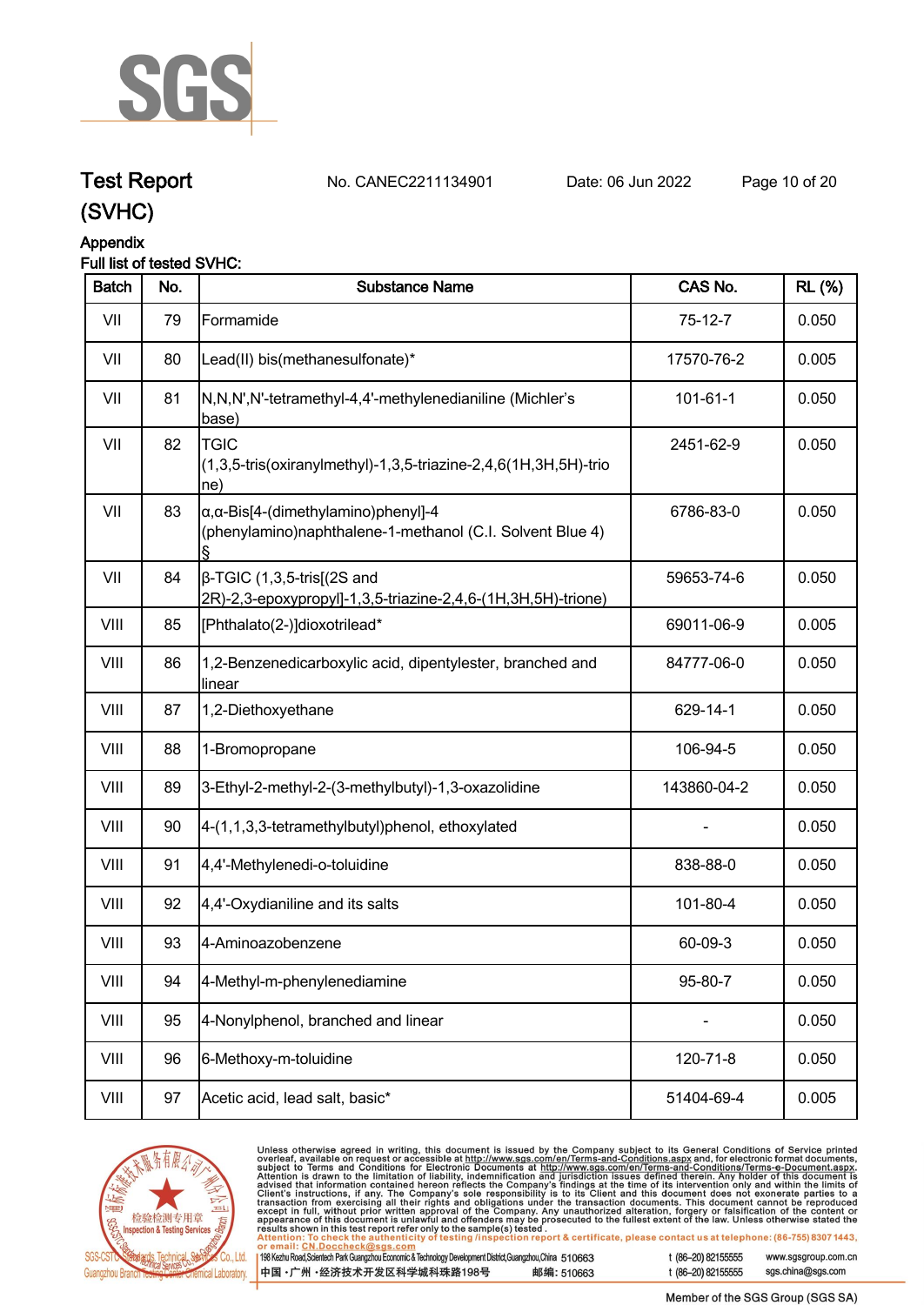# Test Report (SVHC)

No. CANEC2211134901 Date: 06 Jun 2022

## Appendix

Full list of tested SVHC:

| Batch | No. | Substance Name | CAS No. | RL (%) |
|---|---|---|---|---|
| VII | 79 | Formamide | 75-12-7 | 0.050 |
| VII | 80 | Lead(II) bis(methanesulfonate)* | 17570-76-2 | 0.005 |
| VII | 81 | N,N,N',N'-tetramethyl-4,4'-methylenedianiline (Michler's base) | 101-61-1 | 0.050 |
| VII | 82 | TGIC (1,3,5-tris(oxiranylmethyl)-1,3,5-triazine-2,4,6(1H,3H,5H)-trione) | 2451-62-9 | 0.050 |
| VII | 83 | α,α-Bis[4-(dimethylamino)phenyl]-4 (phenylamino)naphthalene-1-methanol (C.I. Solvent Blue 4) § | 6786-83-0 | 0.050 |
| VII | 84 | β-TGIC (1,3,5-tris[(2S and 2R)-2,3-epoxypropyl]-1,3,5-triazine-2,4,6-(1H,3H,5H)-trione) | 59653-74-6 | 0.050 |
| VIII | 85 | [Phthalato(2-)]dioxotrilead* | 69011-06-9 | 0.005 |
| VIII | 86 | 1,2-Benzenedicarboxylic acid, dipentylester, branched and linear | 84777-06-0 | 0.050 |
| VIII | 87 | 1,2-Diethoxyethane | 629-14-1 | 0.050 |
| VIII | 88 | 1-Bromopropane | 106-94-5 | 0.050 |
| VIII | 89 | 3-Ethyl-2-methyl-2-(3-methylbutyl)-1,3-oxazolidine | 143860-04-2 | 0.050 |
| VIII | 90 | 4-(1,1,3,3-tetramethylbutyl)phenol, ethoxylated | - | 0.050 |
| VIII | 91 | 4,4'-Methylenedi-o-toluidine | 838-88-0 | 0.050 |
| VIII | 92 | 4,4'-Oxydianiline and its salts | 101-80-4 | 0.050 |
| VIII | 93 | 4-Aminoazobenzene | 60-09-3 | 0.050 |
| VIII | 94 | 4-Methyl-m-phenylenediamine | 95-80-7 | 0.050 |
| VIII | 95 | 4-Nonylphenol, branched and linear | - | 0.050 |
| VIII | 96 | 6-Methoxy-m-toluidine | 120-71-8 | 0.050 |
| VIII | 97 | Acetic acid, lead salt, basic* | 51404-69-4 | 0.005 |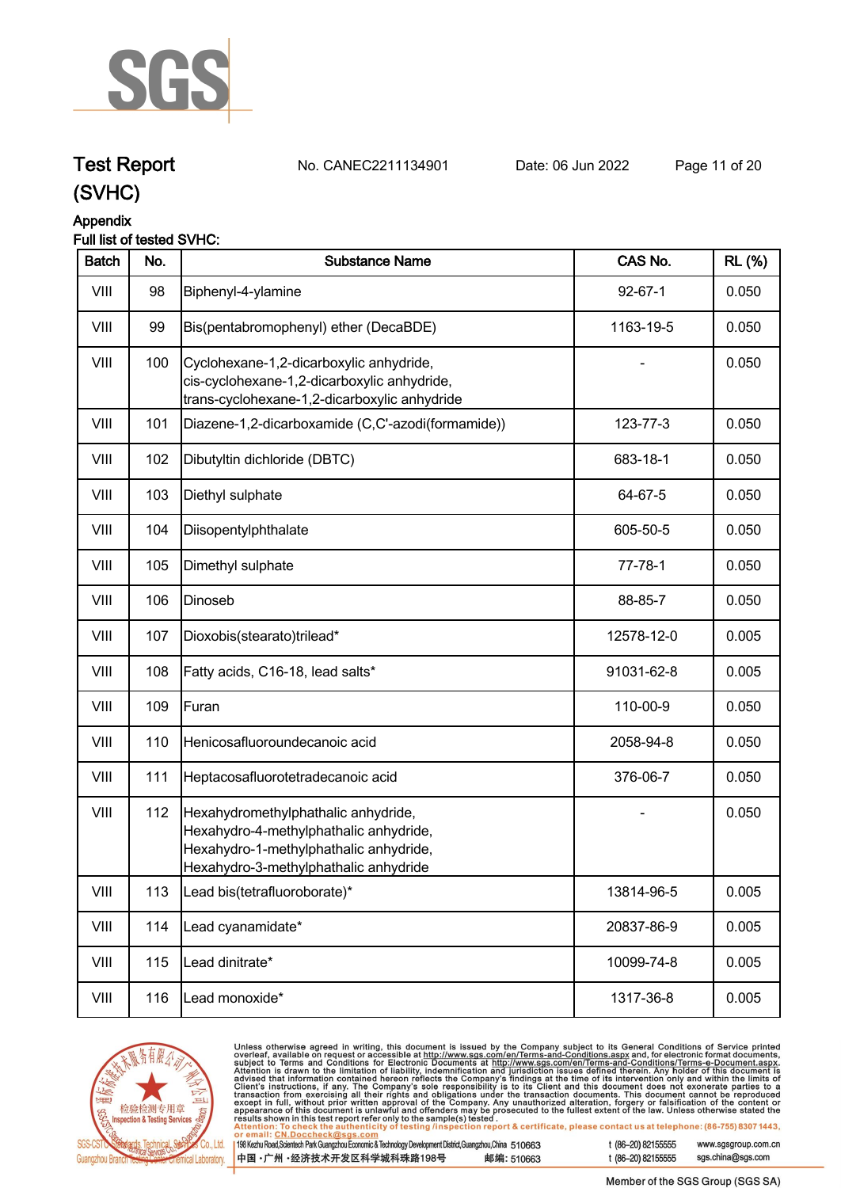# Test Report (SVHC)

No. CANEC2211134901 Date: 06 Jun 2022

## Appendix

Full list of tested SVHC:

| Batch | No. | Substance Name | CAS No. | RL (%) |
|---|---|---|---|---|
| VIII | 98 | Biphenyl-4-ylamine | 92-67-1 | 0.050 |
| VIII | 99 | Bis(pentabromophenyl) ether (DecaBDE) | 1163-19-5 | 0.050 |
| VIII | 100 | Cyclohexane-1,2-dicarboxylic anhydride, cis-cyclohexane-1,2-dicarboxylic anhydride, trans-cyclohexane-1,2-dicarboxylic anhydride | - | 0.050 |
| VIII | 101 | Diazene-1,2-dicarboxamide (C,C'-azodi(formamide)) | 123-77-3 | 0.050 |
| VIII | 102 | Dibutyltin dichloride (DBTC) | 683-18-1 | 0.050 |
| VIII | 103 | Diethyl sulphate | 64-67-5 | 0.050 |
| VIII | 104 | Diisopentylphthalate | 605-50-5 | 0.050 |
| VIII | 105 | Dimethyl sulphate | 77-78-1 | 0.050 |
| VIII | 106 | Dinoseb | 88-85-7 | 0.050 |
| VIII | 107 | Dioxobis(stearato)trilead* | 12578-12-0 | 0.005 |
| VIII | 108 | Fatty acids, C16-18, lead salts* | 91031-62-8 | 0.005 |
| VIII | 109 | Furan | 110-00-9 | 0.050 |
| VIII | 110 | Henicosafluoroundecanoic acid | 2058-94-8 | 0.050 |
| VIII | 111 | Heptacosafluorotetradecanoic acid | 376-06-7 | 0.050 |
| VIII | 112 | Hexahydromethylphathalic anhydride, Hexahydro-4-methylphathalic anhydride, Hexahydro-1-methylphathalic anhydride, Hexahydro-3-methylphathalic anhydride | - | 0.050 |
| VIII | 113 | Lead bis(tetrafluoroborate)* | 13814-96-5 | 0.005 |
| VIII | 114 | Lead cyanamidate* | 20837-86-9 | 0.005 |
| VIII | 115 | Lead dinitrate* | 10099-74-8 | 0.005 |
| VIII | 116 | Lead monoxide* | 1317-36-8 | 0.005 |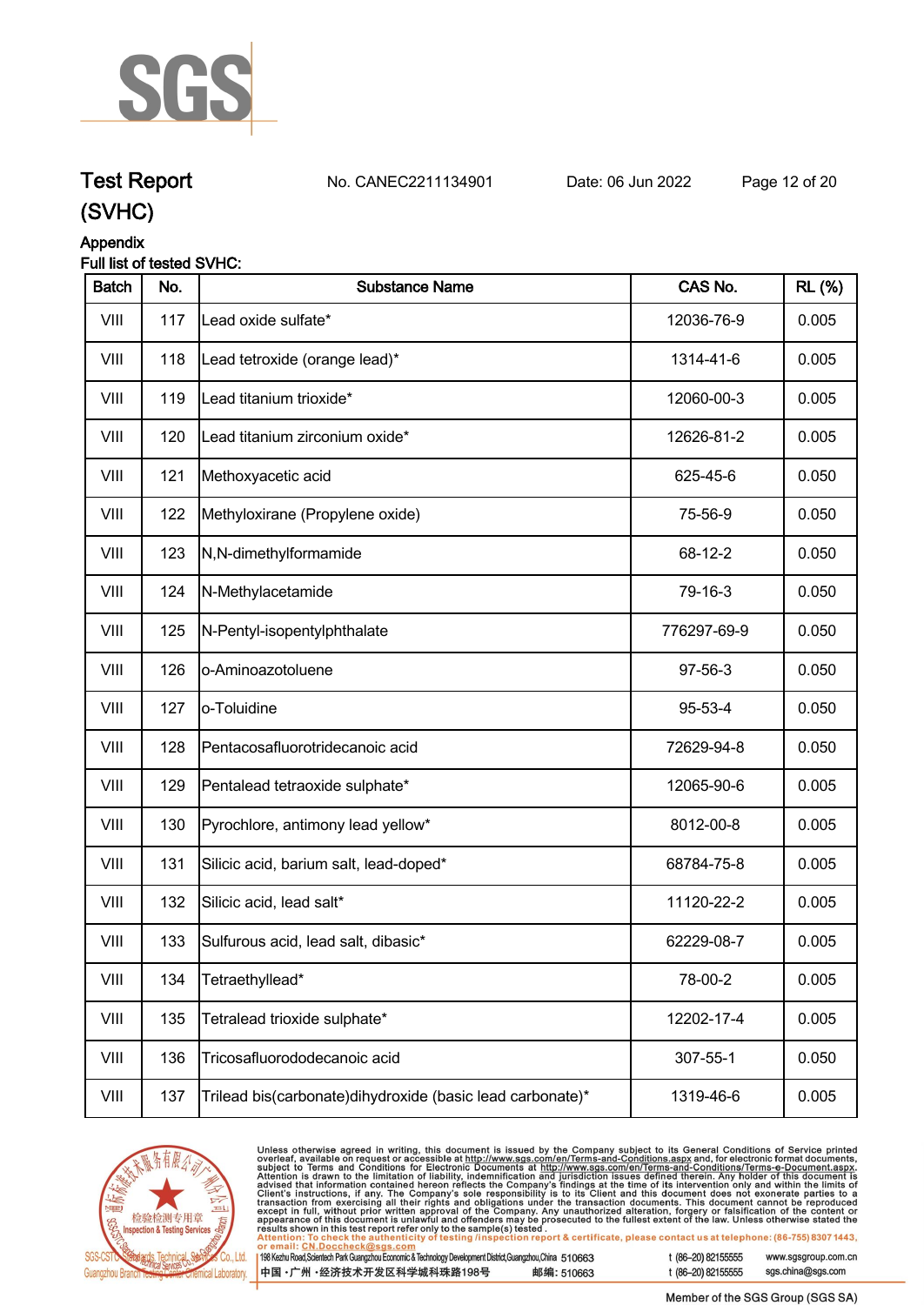# Test Report (SVHC)

No. CANEC2211134901    Date: 06 Jun 2022

## Appendix

Full list of tested SVHC:

| Batch | No. | Substance Name | CAS No. | RL (%) |
|---|---|---|---|---|
| VIII | 117 | Lead oxide sulfate* | 12036-76-9 | 0.005 |
| VIII | 118 | Lead tetroxide (orange lead)* | 1314-41-6 | 0.005 |
| VIII | 119 | Lead titanium trioxide* | 12060-00-3 | 0.005 |
| VIII | 120 | Lead titanium zirconium oxide* | 12626-81-2 | 0.005 |
| VIII | 121 | Methoxyacetic acid | 625-45-6 | 0.050 |
| VIII | 122 | Methyloxirane (Propylene oxide) | 75-56-9 | 0.050 |
| VIII | 123 | N,N-dimethylformamide | 68-12-2 | 0.050 |
| VIII | 124 | N-Methylacetamide | 79-16-3 | 0.050 |
| VIII | 125 | N-Pentyl-isopentylphthalate | 776297-69-9 | 0.050 |
| VIII | 126 | o-Aminoazotoluene | 97-56-3 | 0.050 |
| VIII | 127 | o-Toluidine | 95-53-4 | 0.050 |
| VIII | 128 | Pentacosafluorotridecanoic acid | 72629-94-8 | 0.050 |
| VIII | 129 | Pentalead tetraoxide sulphate* | 12065-90-6 | 0.005 |
| VIII | 130 | Pyrochlore, antimony lead yellow* | 8012-00-8 | 0.005 |
| VIII | 131 | Silicic acid, barium salt, lead-doped* | 68784-75-8 | 0.005 |
| VIII | 132 | Silicic acid, lead salt* | 11120-22-2 | 0.005 |
| VIII | 133 | Sulfurous acid, lead salt, dibasic* | 62229-08-7 | 0.005 |
| VIII | 134 | Tetraethyllead* | 78-00-2 | 0.005 |
| VIII | 135 | Tetralead trioxide sulphate* | 12202-17-4 | 0.005 |
| VIII | 136 | Tricosafluorododecanoic acid | 307-55-1 | 0.050 |
| VIII | 137 | Trilead bis(carbonate)dihydroxide (basic lead carbonate)* | 1319-46-6 | 0.005 |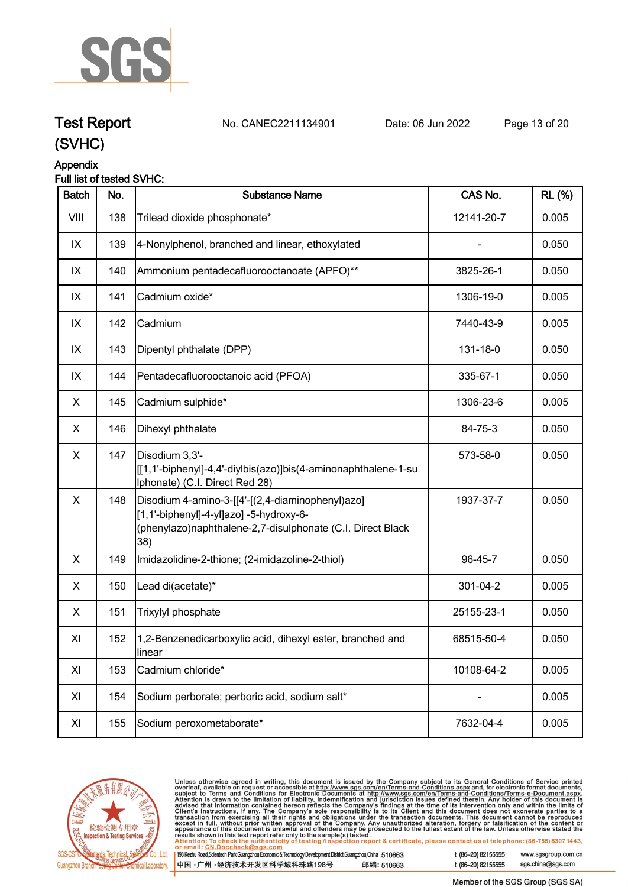## Appendix

Full list of tested SVHC:

| Batch | No. | Substance Name | CAS No. | RL (%) |
|---|---|---|---|---|
| VIII | 138 | Trilead dioxide phosphonate* | 12141-20-7 | 0.005 |
| IX | 139 | 4-Nonylphenol, branched and linear, ethoxylated | - | 0.050 |
| IX | 140 | Ammonium pentadecafluorooctanoate (APFO)** | 3825-26-1 | 0.050 |
| IX | 141 | Cadmium oxide* | 1306-19-0 | 0.005 |
| IX | 142 | Cadmium | 7440-43-9 | 0.005 |
| IX | 143 | Dipentyl phthalate (DPP) | 131-18-0 | 0.050 |
| IX | 144 | Pentadecafluorooctanoic acid (PFOA) | 335-67-1 | 0.050 |
| X | 145 | Cadmium sulphide* | 1306-23-6 | 0.005 |
| X | 146 | Dihexyl phthalate | 84-75-3 | 0.050 |
| X | 147 | Disodium 3,3'-[[1,1'-biphenyl]-4,4'-diylbis(azo)]bis(4-aminonaphthalene-1-sulphonate) (C.I. Direct Red 28) | 573-58-0 | 0.050 |
| X | 148 | Disodium 4-amino-3-[[4'-[(2,4-diaminophenyl)azo][1,1'-biphenyl]-4-yl]azo] -5-hydroxy-6-(phenylazo)naphthalene-2,7-disulphonate (C.I. Direct Black 38) | 1937-37-7 | 0.050 |
| X | 149 | Imidazolidine-2-thione; (2-imidazoline-2-thiol) | 96-45-7 | 0.050 |
| X | 150 | Lead di(acetate)* | 301-04-2 | 0.005 |
| X | 151 | Trixylyl phosphate | 25155-23-1 | 0.050 |
| XI | 152 | 1,2-Benzenedicarboxylic acid, dihexyl ester, branched and linear | 68515-50-4 | 0.050 |
| XI | 153 | Cadmium chloride* | 10108-64-2 | 0.005 |
| XI | 154 | Sodium perborate; perboric acid, sodium salt* | - | 0.005 |
| XI | 155 | Sodium peroxometaborate* | 7632-04-4 | 0.005 |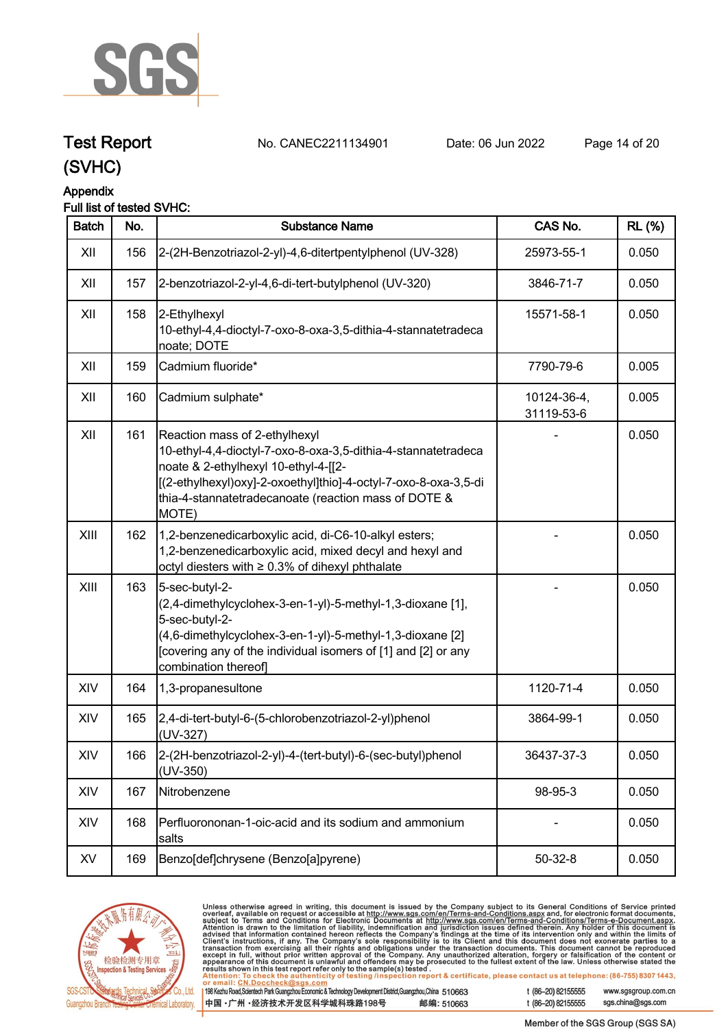## Test Report (SVHC)

No. CANEC2211134901 Date: 06 Jun 2022

**Appendix**

**Full list of tested SVHC:**

| Batch | No. | Substance Name | CAS No. | RL (%) |
|---|---|---|---|---|
| XII | 156 | 2-(2H-Benzotriazol-2-yl)-4,6-ditertpentylphenol (UV-328) | 25973-55-1 | 0.050 |
| XII | 157 | 2-benzotriazol-2-yl-4,6-di-tert-butylphenol (UV-320) | 3846-71-7 | 0.050 |
| XII | 158 | 2-Ethylhexyl 10-ethyl-4,4-dioctyl-7-oxo-8-oxa-3,5-dithia-4-stannatetradecanoate; DOTE | 15571-58-1 | 0.050 |
| XII | 159 | Cadmium fluoride* | 7790-79-6 | 0.005 |
| XII | 160 | Cadmium sulphate* | 10124-36-4, 31119-53-6 | 0.005 |
| XII | 161 | Reaction mass of 2-ethylhexyl 10-ethyl-4,4-dioctyl-7-oxo-8-oxa-3,5-dithia-4-stannatetradecanoate & 2-ethylhexyl 10-ethyl-4-[[2-[(2-ethylhexyl)oxy]-2-oxoethyl]thio]-4-octyl-7-oxo-8-oxa-3,5-dithia-4-stannatetradecanoate (reaction mass of DOTE & MOTE) | - | 0.050 |
| XIII | 162 | 1,2-benzenedicarboxylic acid, di-C6-10-alkyl esters; 1,2-benzenedicarboxylic acid, mixed decyl and hexyl and octyl diesters with ≥ 0.3% of dihexyl phthalate | - | 0.050 |
| XIII | 163 | 5-sec-butyl-2-(2,4-dimethylcyclohex-3-en-1-yl)-5-methyl-1,3-dioxane [1], 5-sec-butyl-2-(4,6-dimethylcyclohex-3-en-1-yl)-5-methyl-1,3-dioxane [2] [covering any of the individual isomers of [1] and [2] or any combination thereof] | - | 0.050 |
| XIV | 164 | 1,3-propanesultone | 1120-71-4 | 0.050 |
| XIV | 165 | 2,4-di-tert-butyl-6-(5-chlorobenzotriazol-2-yl)phenol (UV-327) | 3864-99-1 | 0.050 |
| XIV | 166 | 2-(2H-benzotriazol-2-yl)-4-(tert-butyl)-6-(sec-butyl)phenol (UV-350) | 36437-37-3 | 0.050 |
| XIV | 167 | Nitrobenzene | 98-95-3 | 0.050 |
| XIV | 168 | Perfluorononan-1-oic-acid and its sodium and ammonium salts | - | 0.050 |
| XV | 169 | Benzo[def]chrysene (Benzo[a]pyrene) | 50-32-8 | 0.050 |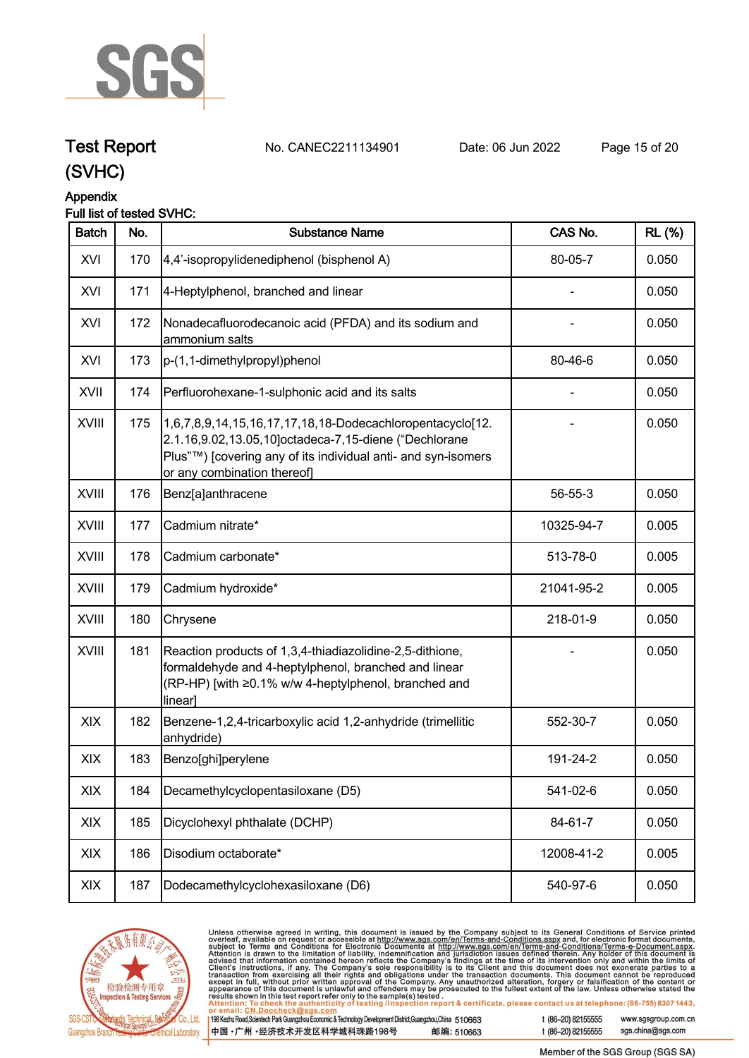# Test Report

No. CANEC2211134901 Date: 06 Jun 2022

(SVHC)

## Appendix

Full list of tested SVHC:

| Batch | No. | Substance Name | CAS No. | RL (%) |
|---|---|---|---|---|
| XVI | 170 | 4,4'-isopropylidenediphenol (bisphenol A) | 80-05-7 | 0.050 |
| XVI | 171 | 4-Heptylphenol, branched and linear | - | 0.050 |
| XVI | 172 | Nonadecafluorodecanoic acid (PFDA) and its sodium and ammonium salts | - | 0.050 |
| XVI | 173 | p-(1,1-dimethylpropyl)phenol | 80-46-6 | 0.050 |
| XVII | 174 | Perfluorohexane-1-sulphonic acid and its salts | - | 0.050 |
| XVIII | 175 | 1,6,7,8,9,14,15,16,17,17,18,18-Dodecachloropentacyclo[12.2.1.16,9.02,13.05,10]octadeca-7,15-diene ("Dechlorane Plus"™) [covering any of its individual anti- and syn-isomers or any combination thereof] | - | 0.050 |
| XVIII | 176 | Benz[a]anthracene | 56-55-3 | 0.050 |
| XVIII | 177 | Cadmium nitrate* | 10325-94-7 | 0.005 |
| XVIII | 178 | Cadmium carbonate* | 513-78-0 | 0.005 |
| XVIII | 179 | Cadmium hydroxide* | 21041-95-2 | 0.005 |
| XVIII | 180 | Chrysene | 218-01-9 | 0.050 |
| XVIII | 181 | Reaction products of 1,3,4-thiadiazolidine-2,5-dithione, formaldehyde and 4-heptylphenol, branched and linear (RP-HP) [with ≥0.1% w/w 4-heptylphenol, branched and linear] | - | 0.050 |
| XIX | 182 | Benzene-1,2,4-tricarboxylic acid 1,2-anhydride (trimellitic anhydride) | 552-30-7 | 0.050 |
| XIX | 183 | Benzo[ghi]perylene | 191-24-2 | 0.050 |
| XIX | 184 | Decamethylcyclopentasiloxane (D5) | 541-02-6 | 0.050 |
| XIX | 185 | Dicyclohexyl phthalate (DCHP) | 84-61-7 | 0.050 |
| XIX | 186 | Disodium octaborate* | 12008-41-2 | 0.005 |
| XIX | 187 | Dodecamethylcyclohexasiloxane (D6) | 540-97-6 | 0.050 |

Unless otherwise agreed in writing, this document is issued by the Company subject to its General Conditions of Service printed overleaf, available on request or accessible at http://www.sgs.com/en/Terms-and-Conditions.aspx and, for electronic format documents, subject to Terms and Conditions for Electronic Documents at http://www.sgs.com/en/Terms-and-Conditions/Terms-e-Document.aspx. Attention is drawn to the limitation of liability, indemnification and jurisdiction issues defined therein. Any holder of this document is advised that information contained hereon reflects the Company's findings at the time of its intervention only and within the limits of Client's instructions, if any. The Company's sole responsibility is to its Client and this document does not exonerate parties to a transaction from exercising all their rights and obligations under the transaction documents. This document cannot be reproduced except in full, without prior written approval of the Company. Any unauthorized alteration, forgery or falsification of the content or appearance of this document is unlawful and offenders may be prosecuted to the fullest extent of the law. Unless otherwise stated the results shown in this test report refer only to the sample(s) tested.

Attention: To check the authenticity of testing /inspection report & certificate, please contact us at telephone: (86-755) 8307 1443, or email: CN.Doccheck@sgs.com

198 Kezhu Road,Scientech Park Guangzhou Economic & Technology Development District,Guangzhou,China 510663 t (86–20) 82155555 www.sgsgroup.com.cn

中国・广州・经济技术开发区科学城科珠路198号 邮编: 510663 t (86–20) 82155555 sgs.china@sgs.com

Member of the SGS Group (SGS SA)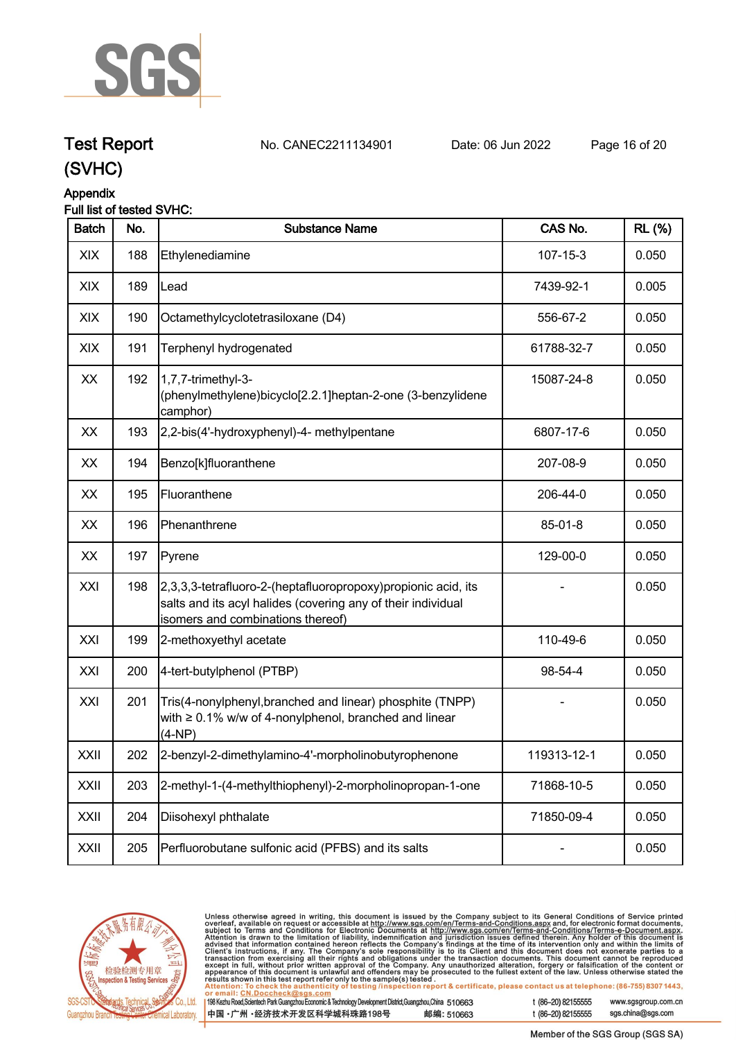# Test Report (SVHC)

No. CANEC2211134901 Date: 06 Jun 2022

## Appendix

Full list of tested SVHC:

| Batch | No. | Substance Name | CAS No. | RL (%) |
|---|---|---|---|---|
| XIX | 188 | Ethylenediamine | 107-15-3 | 0.050 |
| XIX | 189 | Lead | 7439-92-1 | 0.005 |
| XIX | 190 | Octamethylcyclotetrasiloxane (D4) | 556-67-2 | 0.050 |
| XIX | 191 | Terphenyl hydrogenated | 61788-32-7 | 0.050 |
| XX | 192 | 1,7,7-trimethyl-3-(phenylmethylene)bicyclo[2.2.1]heptan-2-one (3-benzylidene camphor) | 15087-24-8 | 0.050 |
| XX | 193 | 2,2-bis(4'-hydroxyphenyl)-4- methylpentane | 6807-17-6 | 0.050 |
| XX | 194 | Benzo[k]fluoranthene | 207-08-9 | 0.050 |
| XX | 195 | Fluoranthene | 206-44-0 | 0.050 |
| XX | 196 | Phenanthrene | 85-01-8 | 0.050 |
| XX | 197 | Pyrene | 129-00-0 | 0.050 |
| XXI | 198 | 2,3,3,3-tetrafluoro-2-(heptafluoropropoxy)propionic acid, its salts and its acyl halides (covering any of their individual isomers and combinations thereof) | - | 0.050 |
| XXI | 199 | 2-methoxyethyl acetate | 110-49-6 | 0.050 |
| XXI | 200 | 4-tert-butylphenol (PTBP) | 98-54-4 | 0.050 |
| XXI | 201 | Tris(4-nonylphenyl,branched and linear) phosphite (TNPP) with ≥ 0.1% w/w of 4-nonylphenol, branched and linear (4-NP) | - | 0.050 |
| XXII | 202 | 2-benzyl-2-dimethylamino-4'-morpholinobutyrophenone | 119313-12-1 | 0.050 |
| XXII | 203 | 2-methyl-1-(4-methylthiophenyl)-2-morpholinopropan-1-one | 71868-10-5 | 0.050 |
| XXII | 204 | Diisohexyl phthalate | 71850-09-4 | 0.050 |
| XXII | 205 | Perfluorobutane sulfonic acid (PFBS) and its salts | - | 0.050 |

Unless otherwise agreed in writing, this document is issued by the Company subject to its General Conditions of Service printed overleaf, available on request or accessible at http://www.sgs.com/en/Terms-and-Conditions.aspx and, for electronic format documents, subject to Terms and Conditions for Electronic Documents at http://www.sgs.com/en/Terms-and-Conditions/Terms-e-Document.aspx. Attention is drawn to the limitation of liability, indemnification and jurisdiction issues defined therein. Any holder of this document is advised that information contained hereon reflects the Company's findings at the time of its intervention only and within the limits of Client's instructions, if any. The Company's sole responsibility is to its Client and this document does not exonerate parties to a transaction from exercising all their rights and obligations under the transaction documents. This document cannot be reproduced except in full, without prior written approval of the Company. Any unauthorized alteration, forgery or falsification of the content or appearance of this document is unlawful and offenders may be prosecuted to the fullest extent of the law. Unless otherwise stated the results shown in this test report refer only to the sample(s) tested.

Attention: To check the authenticity of testing /inspection report & certificate, please contact us at telephone: (86-755) 8307 1443, or email: CN.Doccheck@sgs.com

198 Kezhu Road,Scientech Park Guangzhou Economic & Technology Development District,Guangzhou,China 510663 t (86–20) 82155555 www.sgsgroup.com.cn

中国·广州·经济技术开发区科学城科珠路198号 邮编: 510663 t (86–20) 82155555 sgs.china@sgs.com

Member of the SGS Group (SGS SA)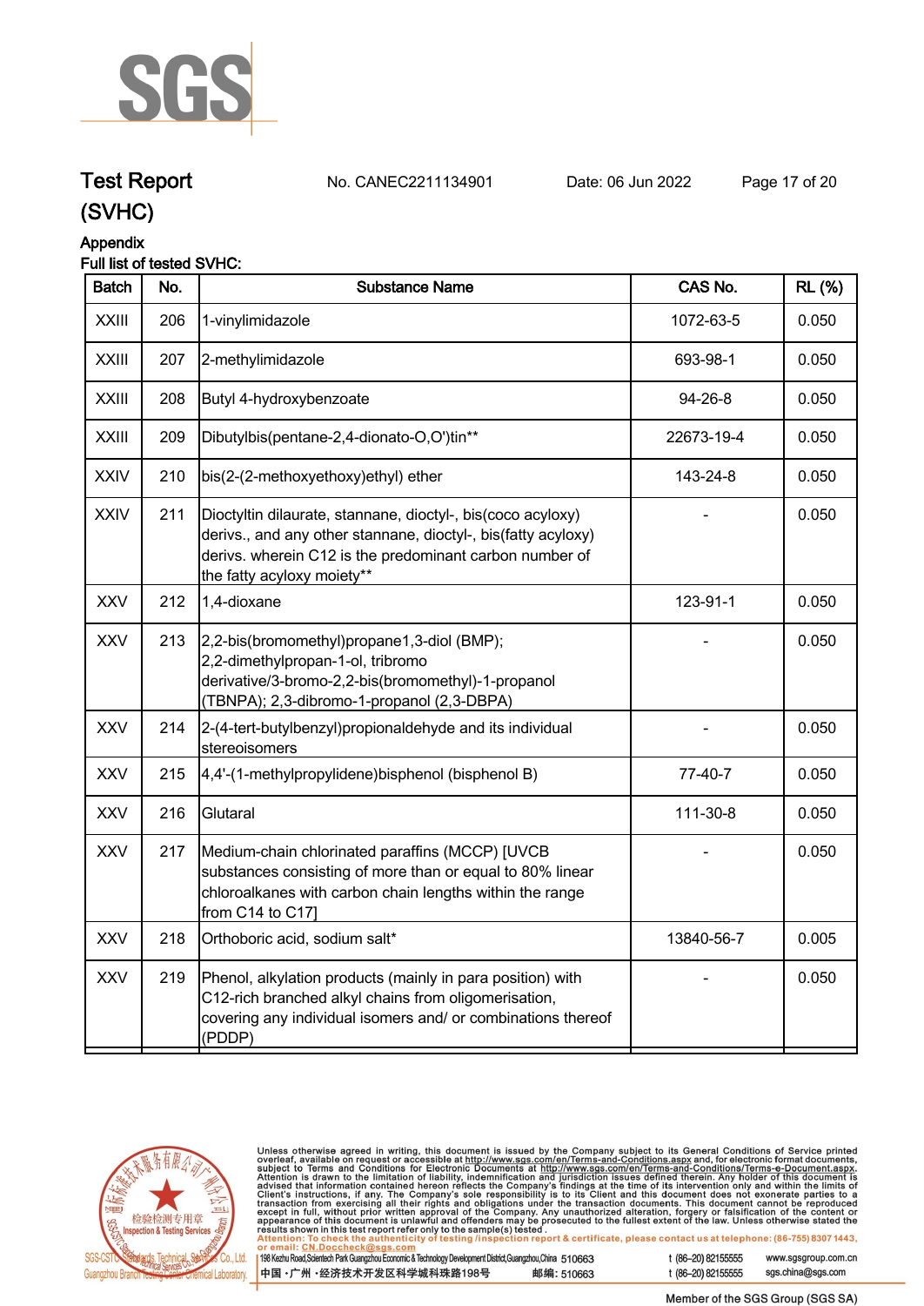## Appendix

### Full list of tested SVHC:

| Batch | No. | Substance Name | CAS No. | RL (%) |
|---|---|---|---|---|
| XXIII | 206 | 1-vinylimidazole | 1072-63-5 | 0.050 |
| XXIII | 207 | 2-methylimidazole | 693-98-1 | 0.050 |
| XXIII | 208 | Butyl 4-hydroxybenzoate | 94-26-8 | 0.050 |
| XXIII | 209 | Dibutylbis(pentane-2,4-dionato-O,O')tin** | 22673-19-4 | 0.050 |
| XXIV | 210 | bis(2-(2-methoxyethoxy)ethyl) ether | 143-24-8 | 0.050 |
| XXIV | 211 | Dioctyltin dilaurate, stannane, dioctyl-, bis(coco acyloxy) derivs., and any other stannane, dioctyl-, bis(fatty acyloxy) derivs. wherein C12 is the predominant carbon number of the fatty acyloxy moiety** | - | 0.050 |
| XXV | 212 | 1,4-dioxane | 123-91-1 | 0.050 |
| XXV | 213 | 2,2-bis(bromomethyl)propane1,3-diol (BMP); 2,2-dimethylpropan-1-ol, tribromo derivative/3-bromo-2,2-bis(bromomethyl)-1-propanol (TBNPA); 2,3-dibromo-1-propanol (2,3-DBPA) | - | 0.050 |
| XXV | 214 | 2-(4-tert-butylbenzyl)propionaldehyde and its individual stereoisomers | - | 0.050 |
| XXV | 215 | 4,4'-(1-methylpropylidene)bisphenol (bisphenol B) | 77-40-7 | 0.050 |
| XXV | 216 | Glutaral | 111-30-8 | 0.050 |
| XXV | 217 | Medium-chain chlorinated paraffins (MCCP) [UVCB substances consisting of more than or equal to 80% linear chloroalkanes with carbon chain lengths within the range from C14 to C17] | - | 0.050 |
| XXV | 218 | Orthoboric acid, sodium salt* | 13840-56-7 | 0.005 |
| XXV | 219 | Phenol, alkylation products (mainly in para position) with C12-rich branched alkyl chains from oligomerisation, covering any individual isomers and/ or combinations thereof (PDDP) | - | 0.050 |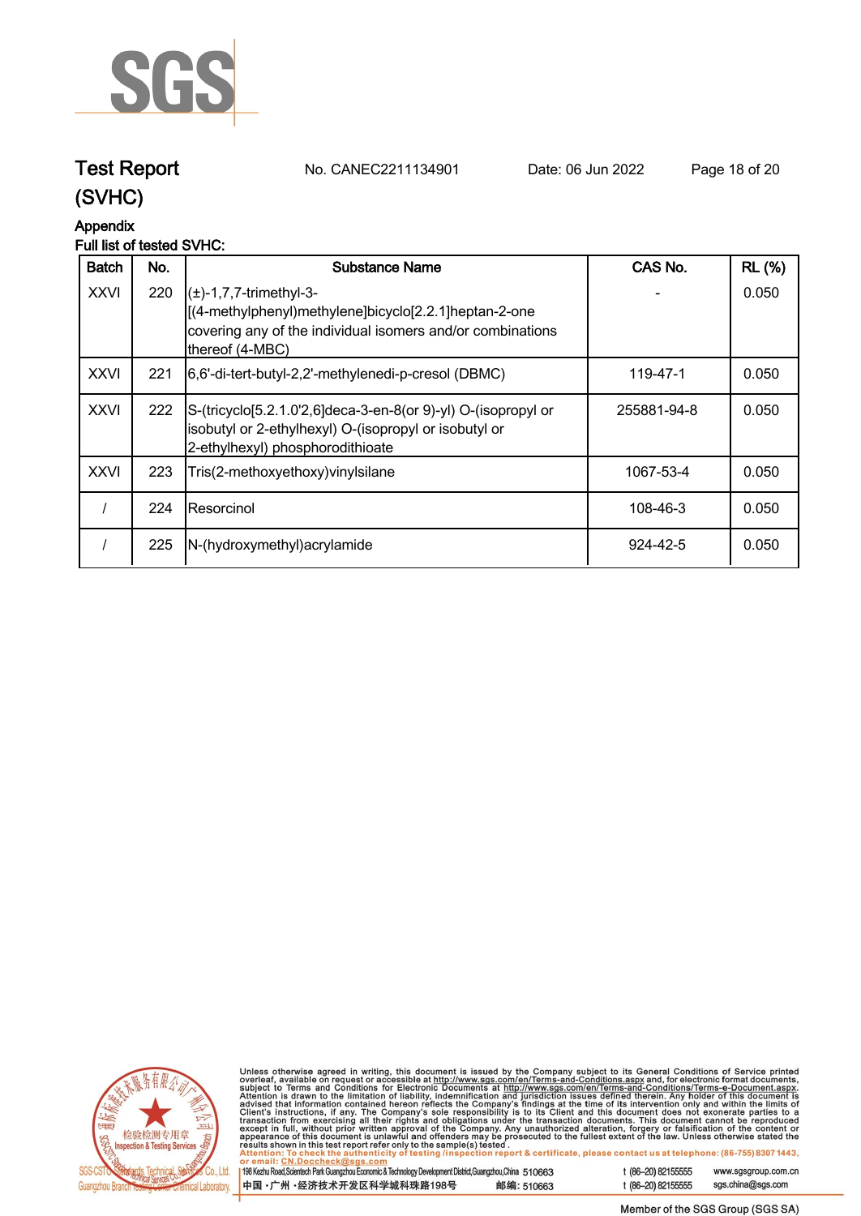# Test Report (SVHC)

No. CANEC2211134901 Date: 06 Jun 2022

## Appendix

### Full list of tested SVHC:

| Batch | No. | Substance Name | CAS No. | RL (%) |
|---|---|---|---|---|
| XXVI | 220 | (±)-1,7,7-trimethyl-3-[(4-methylphenyl)methylene]bicyclo[2.2.1]heptan-2-one covering any of the individual isomers and/or combinations thereof (4-MBC) | - | 0.050 |
| XXVI | 221 | 6,6'-di-tert-butyl-2,2'-methylenedi-p-cresol (DBMC) | 119-47-1 | 0.050 |
| XXVI | 222 | S-(tricyclo[5.2.1.0'2,6]deca-3-en-8(or 9)-yl) O-(isopropyl or isobutyl or 2-ethylhexyl) O-(isopropyl or isobutyl or 2-ethylhexyl) phosphorodithioate | 255881-94-8 | 0.050 |
| XXVI | 223 | Tris(2-methoxyethoxy)vinylsilane | 1067-53-4 | 0.050 |
| / | 224 | Resorcinol | 108-46-3 | 0.050 |
| / | 225 | N-(hydroxymethyl)acrylamide | 924-42-5 | 0.050 |

Unless otherwise agreed in writing, this document is issued by the Company subject to its General Conditions of Service printed overleaf, available on request or accessible at http://www.sgs.com/en/Terms-and-Conditions.aspx and, for electronic format documents, subject to Terms and Conditions for Electronic Documents at http://www.sgs.com/en/Terms-and-Conditions/Terms-e-Document.aspx. Attention is drawn to the limitation of liability, indemnification and jurisdiction issues defined therein. Any holder of this document is advised that information contained hereon reflects the Company's findings at the time of its intervention only and within the limits of Client's instructions, if any. The Company's sole responsibility is to its Client and this document does not exonerate parties to a transaction from exercising all their rights and obligations under the transaction documents. This document cannot be reproduced except in full, without prior written approval of the Company. Any unauthorized alteration, forgery or falsification of the content or appearance of this document is unlawful and offenders may be prosecuted to the fullest extent of the law. Unless otherwise stated the results shown in this test report refer only to the sample(s) tested.

Attention: To check the authenticity of testing /inspection report & certificate, please contact us at telephone: (86-755) 8307 1443, or email: CN.Doccheck@sgs.com

198 Kezhu Road,Scientech Park Guangzhou Economic & Technology Development District,Guangzhou,China 510663 t (86-20) 82155555 www.sgsgroup.com.cn

中国・广州・经济技术开发区科学城科珠路198号 邮编: 510663 t (86-20) 82155555 sgs.china@sgs.com

Member of the SGS Group (SGS SA)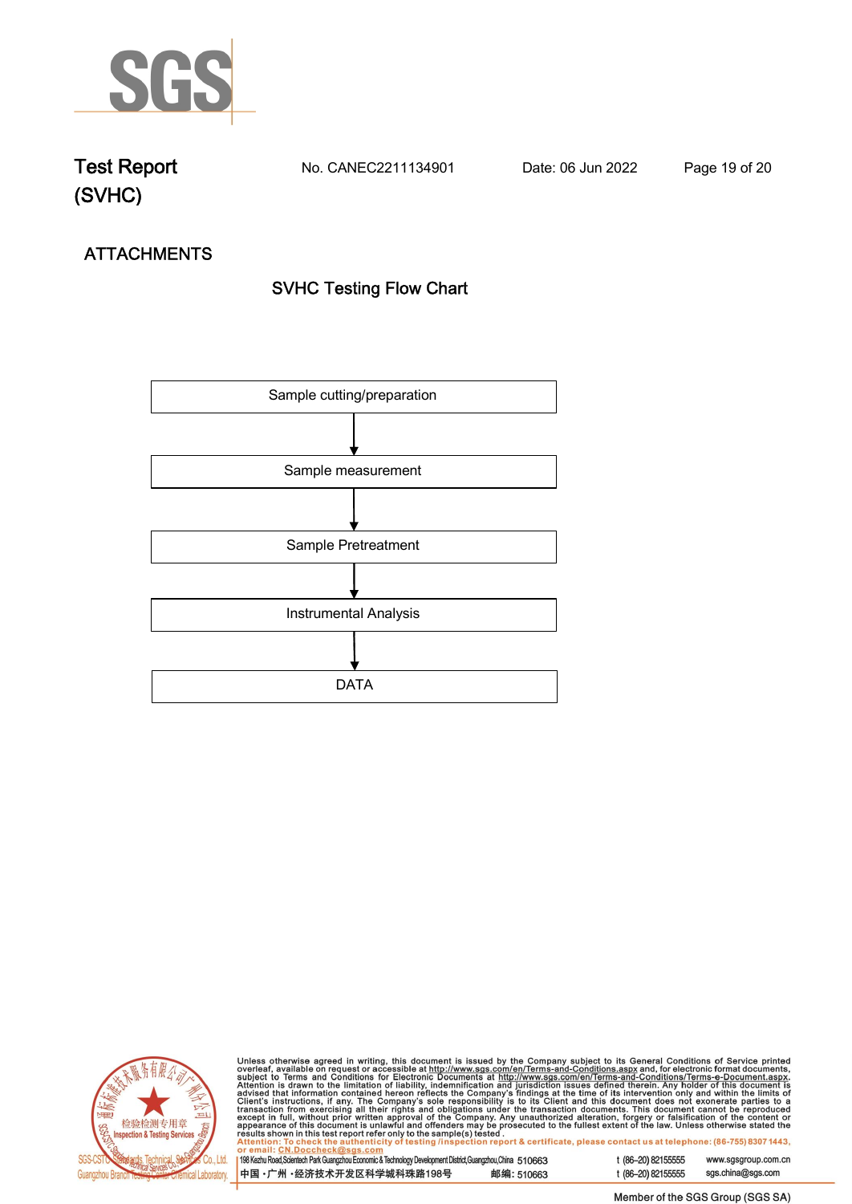## ATTACHMENTS

### SVHC Testing Flow Chart

Sample cutting/preparation

↓

Sample measurement

↓

Sample Pretreatment

↓

Instrumental Analysis

↓

DATA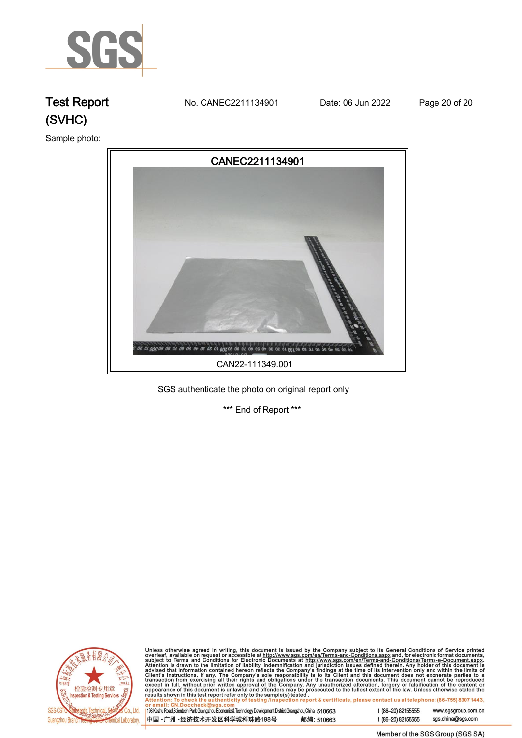# Test Report (SVHC)

No. CANEC2211134901 Date: 06 Jun 2022

Sample photo:

CANEC2211134901

CAN22-111349.001

SGS authenticate the photo on original report only

*** End of Report ***